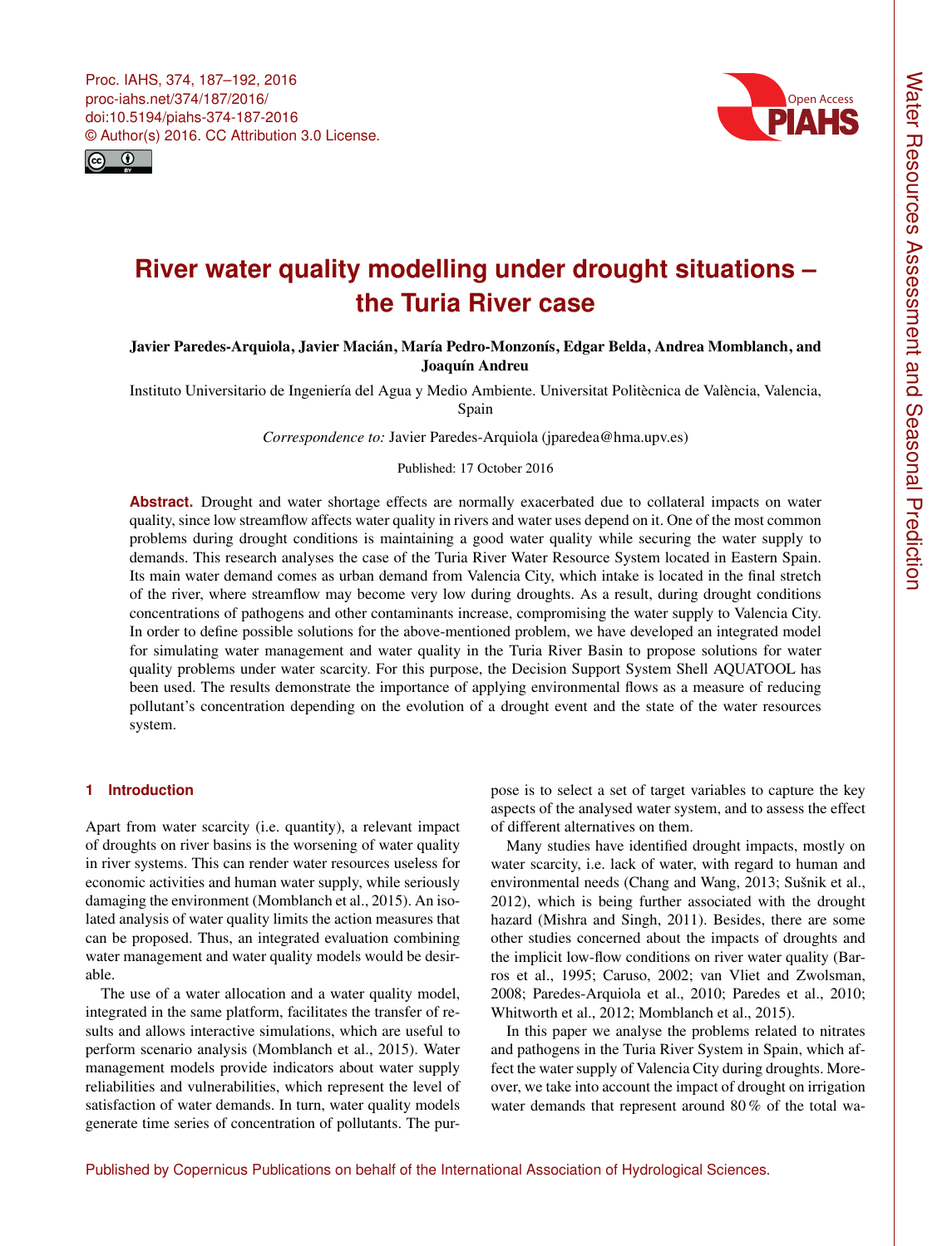# River water quality modelling under drought situations – the Turia River case

**Javier Paredes-Arquiola, Javier Macián, María Pedro-Monzonís, Edgar Belda, Andrea Momblanch, and Joaquín Andreu**

Instituto Universitario de Ingeniería del Agua y Medio Ambiente. Universitat Politècnica de València, Valencia, Spain

*Correspondence to:* Javier Paredes-Arquiola (jparedea@hma.upv.es)

Published: 17 October 2016

**Abstract.** Drought and water shortage effects are normally exacerbated due to collateral impacts on water quality, since low streamflow affects water quality in rivers and water uses depend on it. One of the most common problems during drought conditions is maintaining a good water quality while securing the water supply to demands. This research analyses the case of the Turia River Water Resource System located in Eastern Spain. Its main water demand comes as urban demand from Valencia City, which intake is located in the final stretch of the river, where streamflow may become very low during droughts. As a result, during drought conditions concentrations of pathogens and other contaminants increase, compromising the water supply to Valencia City. In order to define possible solutions for the above-mentioned problem, we have developed an integrated model for simulating water management and water quality in the Turia River Basin to propose solutions for water quality problems under water scarcity. For this purpose, the Decision Support System Shell AQUATOOL has been used. The results demonstrate the importance of applying environmental flows as a measure of reducing pollutant's concentration depending on the evolution of a drought event and the state of the water resources system.

## 1 Introduction

Apart from water scarcity (i.e. quantity), a relevant impact of droughts on river basins is the worsening of water quality in river systems. This can render water resources useless for economic activities and human water supply, while seriously damaging the environment (Momblanch et al., 2015). An isolated analysis of water quality limits the action measures that can be proposed. Thus, an integrated evaluation combining water management and water quality models would be desirable.

The use of a water allocation and a water quality model, integrated in the same platform, facilitates the transfer of results and allows interactive simulations, which are useful to perform scenario analysis (Momblanch et al., 2015). Water management models provide indicators about water supply reliabilities and vulnerabilities, which represent the level of satisfaction of water demands. In turn, water quality models generate time series of concentration of pollutants. The purpose is to select a set of target variables to capture the key aspects of the analysed water system, and to assess the effect of different alternatives on them.

Many studies have identified drought impacts, mostly on water scarcity, i.e. lack of water, with regard to human and environmental needs (Chang and Wang, 2013; Sušnik et al., 2012), which is being further associated with the drought hazard (Mishra and Singh, 2011). Besides, there are some other studies concerned about the impacts of droughts and the implicit low-flow conditions on river water quality (Barros et al., 1995; Caruso, 2002; van Vliet and Zwolsman, 2008; Paredes-Arquiola et al., 2010; Paredes et al., 2010; Whitworth et al., 2012; Momblanch et al., 2015).

In this paper we analyse the problems related to nitrates and pathogens in the Turia River System in Spain, which affect the water supply of Valencia City during droughts. Moreover, we take into account the impact of drought on irrigation water demands that represent around 80 % of the total wa-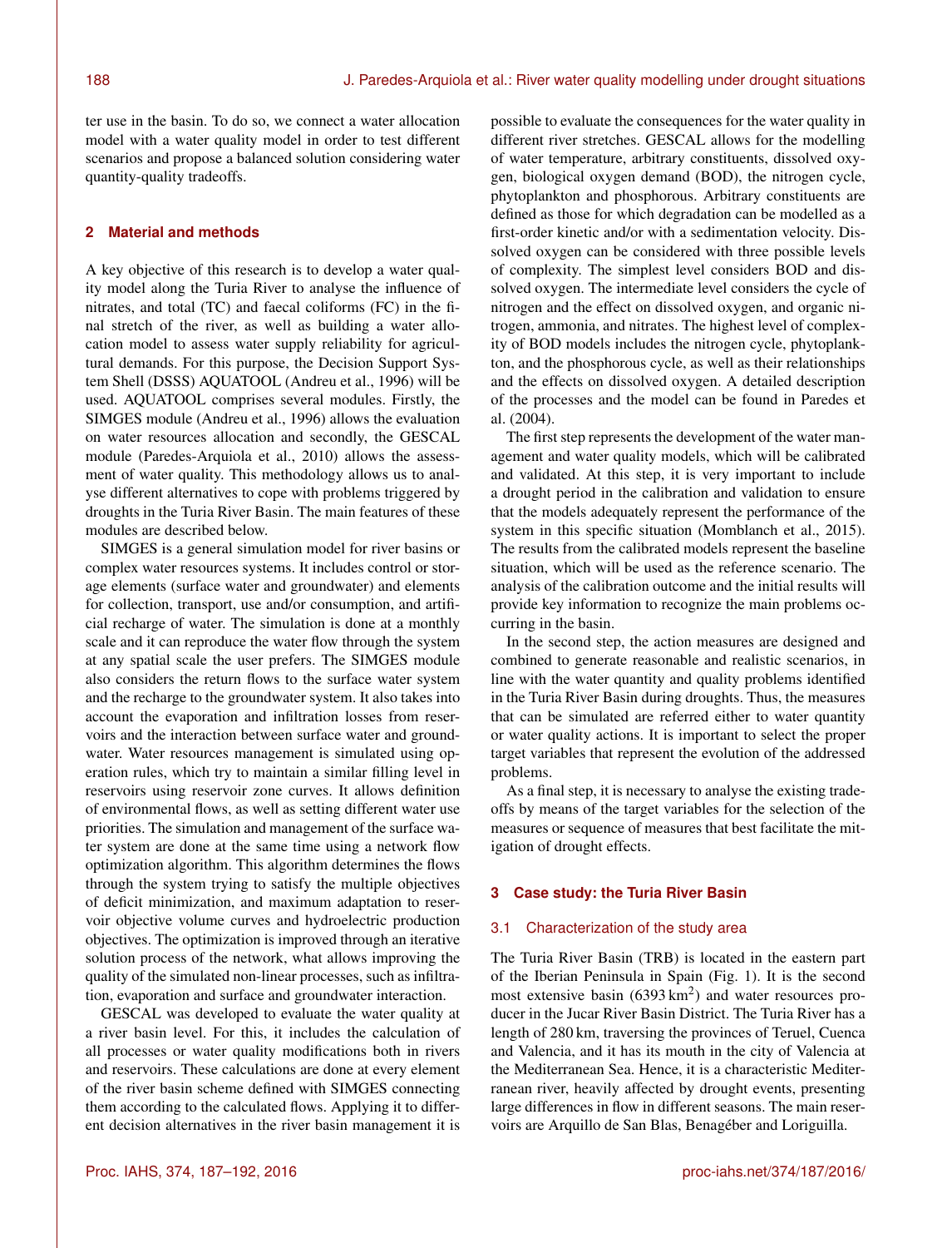ter use in the basin. To do so, we connect a water allocation model with a water quality model in order to test different scenarios and propose a balanced solution considering water quantity-quality tradeoffs.

## 2 Material and methods

A key objective of this research is to develop a water quality model along the Turia River to analyse the influence of nitrates, and total (TC) and faecal coliforms (FC) in the final stretch of the river, as well as building a water allocation model to assess water supply reliability for agricultural demands. For this purpose, the Decision Support System Shell (DSSS) AQUATOOL (Andreu et al., 1996) will be used. AQUATOOL comprises several modules. Firstly, the SIMGES module (Andreu et al., 1996) allows the evaluation on water resources allocation and secondly, the GESCAL module (Paredes-Arquiola et al., 2010) allows the assessment of water quality. This methodology allows us to analyse different alternatives to cope with problems triggered by droughts in the Turia River Basin. The main features of these modules are described below.

SIMGES is a general simulation model for river basins or complex water resources systems. It includes control or storage elements (surface water and groundwater) and elements for collection, transport, use and/or consumption, and artificial recharge of water. The simulation is done at a monthly scale and it can reproduce the water flow through the system at any spatial scale the user prefers. The SIMGES module also considers the return flows to the surface water system and the recharge to the groundwater system. It also takes into account the evaporation and infiltration losses from reservoirs and the interaction between surface water and groundwater. Water resources management is simulated using operation rules, which try to maintain a similar filling level in reservoirs using reservoir zone curves. It allows definition of environmental flows, as well as setting different water use priorities. The simulation and management of the surface water system are done at the same time using a network flow optimization algorithm. This algorithm determines the flows through the system trying to satisfy the multiple objectives of deficit minimization, and maximum adaptation to reservoir objective volume curves and hydroelectric production objectives. The optimization is improved through an iterative solution process of the network, what allows improving the quality of the simulated non-linear processes, such as infiltration, evaporation and surface and groundwater interaction.

GESCAL was developed to evaluate the water quality at a river basin level. For this, it includes the calculation of all processes or water quality modifications both in rivers and reservoirs. These calculations are done at every element of the river basin scheme defined with SIMGES connecting them according to the calculated flows. Applying it to different decision alternatives in the river basin management it is possible to evaluate the consequences for the water quality in different river stretches. GESCAL allows for the modelling of water temperature, arbitrary constituents, dissolved oxygen, biological oxygen demand (BOD), the nitrogen cycle, phytoplankton and phosphorous. Arbitrary constituents are defined as those for which degradation can be modelled as a first-order kinetic and/or with a sedimentation velocity. Dissolved oxygen can be considered with three possible levels of complexity. The simplest level considers BOD and dissolved oxygen. The intermediate level considers the cycle of nitrogen and the effect on dissolved oxygen, and organic nitrogen, ammonia, and nitrates. The highest level of complexity of BOD models includes the nitrogen cycle, phytoplankton, and the phosphorous cycle, as well as their relationships and the effects on dissolved oxygen. A detailed description of the processes and the model can be found in Paredes et al. (2004).

The first step represents the development of the water management and water quality models, which will be calibrated and validated. At this step, it is very important to include a drought period in the calibration and validation to ensure that the models adequately represent the performance of the system in this specific situation (Momblanch et al., 2015). The results from the calibrated models represent the baseline situation, which will be used as the reference scenario. The analysis of the calibration outcome and the initial results will provide key information to recognize the main problems occurring in the basin.

In the second step, the action measures are designed and combined to generate reasonable and realistic scenarios, in line with the water quantity and quality problems identified in the Turia River Basin during droughts. Thus, the measures that can be simulated are referred either to water quantity or water quality actions. It is important to select the proper target variables that represent the evolution of the addressed problems.

As a final step, it is necessary to analyse the existing tradeoffs by means of the target variables for the selection of the measures or sequence of measures that best facilitate the mitigation of drought effects.

## 3 Case study: the Turia River Basin

### 3.1 Characterization of the study area

The Turia River Basin (TRB) is located in the eastern part of the Iberian Peninsula in Spain (Fig. 1). It is the second most extensive basin (6393 $km^2$) and water resources producer in the Jucar River Basin District. The Turia River has a length of 280 km, traversing the provinces of Teruel, Cuenca and Valencia, and it has its mouth in the city of Valencia at the Mediterranean Sea. Hence, it is a characteristic Mediterranean river, heavily affected by drought events, presenting large differences in flow in different seasons. The main reservoirs are Arquillo de San Blas, Benagéber and Loriguilla.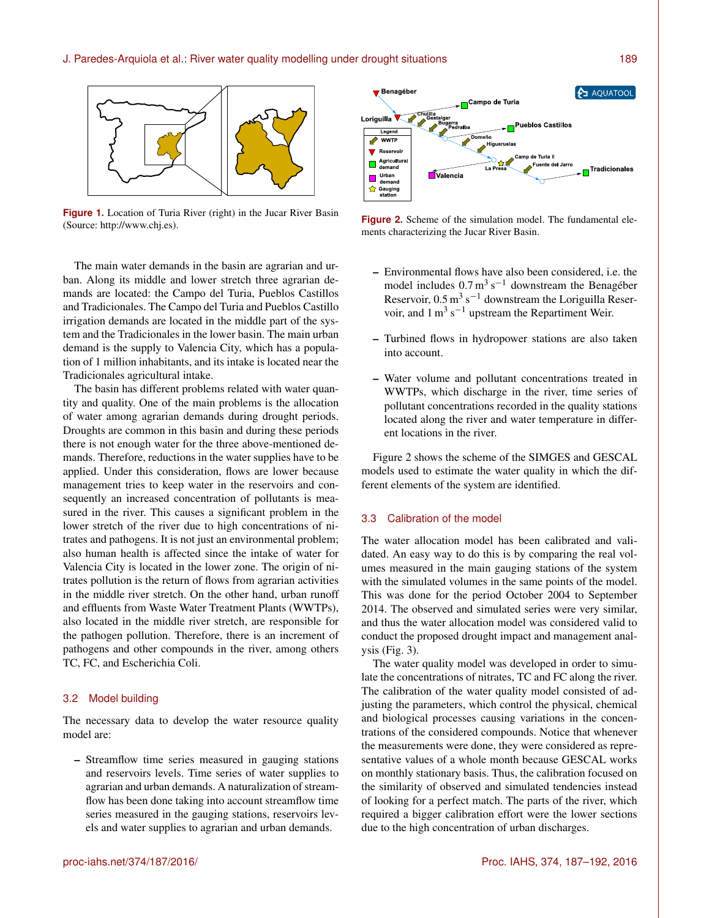Figure 1. Location of Turia River (right) in the Jucar River Basin (Source: http://www.chj.es).

The main water demands in the basin are agrarian and urban. Along its middle and lower stretch three agrarian demands are located: the Campo del Turia, Pueblos Castillos and Tradicionales. The Campo del Turia and Pueblos Castillo irrigation demands are located in the middle part of the system and the Tradicionales in the lower basin. The main urban demand is the supply to Valencia City, which has a population of 1 million inhabitants, and its intake is located near the Tradicionales agricultural intake.

The basin has different problems related with water quantity and quality. One of the main problems is the allocation of water among agrarian demands during drought periods. Droughts are common in this basin and during these periods there is not enough water for the three above-mentioned demands. Therefore, reductions in the water supplies have to be applied. Under this consideration, flows are lower because management tries to keep water in the reservoirs and consequently an increased concentration of pollutants is measured in the river. This causes a significant problem in the lower stretch of the river due to high concentrations of nitrates and pathogens. It is not just an environmental problem; also human health is affected since the intake of water for Valencia City is located in the lower zone. The origin of nitrates pollution is the return of flows from agrarian activities in the middle river stretch. On the other hand, urban runoff and effluents from Waste Water Treatment Plants (WWTPs), also located in the middle river stretch, are responsible for the pathogen pollution. Therefore, there is an increment of pathogens and other compounds in the river, among others TC, FC, and Escherichia Coli.

## 3.2 Model building

The necessary data to develop the water resource quality model are:

- Streamflow time series measured in gauging stations and reservoirs levels. Time series of water supplies to agrarian and urban demands. A naturalization of streamflow has been done taking into account streamflow time series measured in the gauging stations, reservoirs levels and water supplies to agrarian and urban demands.
- Environmental flows have also been considered, i.e. the model includes $0.7\,m^3\,s^{-1}$ downstream the Benagéber Reservoir, $0.5\,m^3\,s^{-1}$ downstream the Loriguilla Reservoir, and $1\,m^3\,s^{-1}$ upstream the Repartiment Weir.
- Turbined flows in hydropower stations are also taken into account.
- Water volume and pollutant concentrations treated in WWTPs, which discharge in the river, time series of pollutant concentrations recorded in the quality stations located along the river and water temperature in different locations in the river.

Figure 2. Scheme of the simulation model. The fundamental elements characterizing the Jucar River Basin.

Figure 2 shows the scheme of the SIMGES and GESCAL models used to estimate the water quality in which the different elements of the system are identified.

## 3.3 Calibration of the model

The water allocation model has been calibrated and validated. An easy way to do this is by comparing the real volumes measured in the main gauging stations of the system with the simulated volumes in the same points of the model. This was done for the period October 2004 to September 2014. The observed and simulated series were very similar, and thus the water allocation model was considered valid to conduct the proposed drought impact and management analysis (Fig. 3).

The water quality model was developed in order to simulate the concentrations of nitrates, TC and FC along the river. The calibration of the water quality model consisted of adjusting the parameters, which control the physical, chemical and biological processes causing variations in the concentrations of the considered compounds. Notice that whenever the measurements were done, they were considered as representative values of a whole month because GESCAL works on monthly stationary basis. Thus, the calibration focused on the similarity of observed and simulated tendencies instead of looking for a perfect match. The parts of the river, which required a bigger calibration effort were the lower sections due to the high concentration of urban discharges.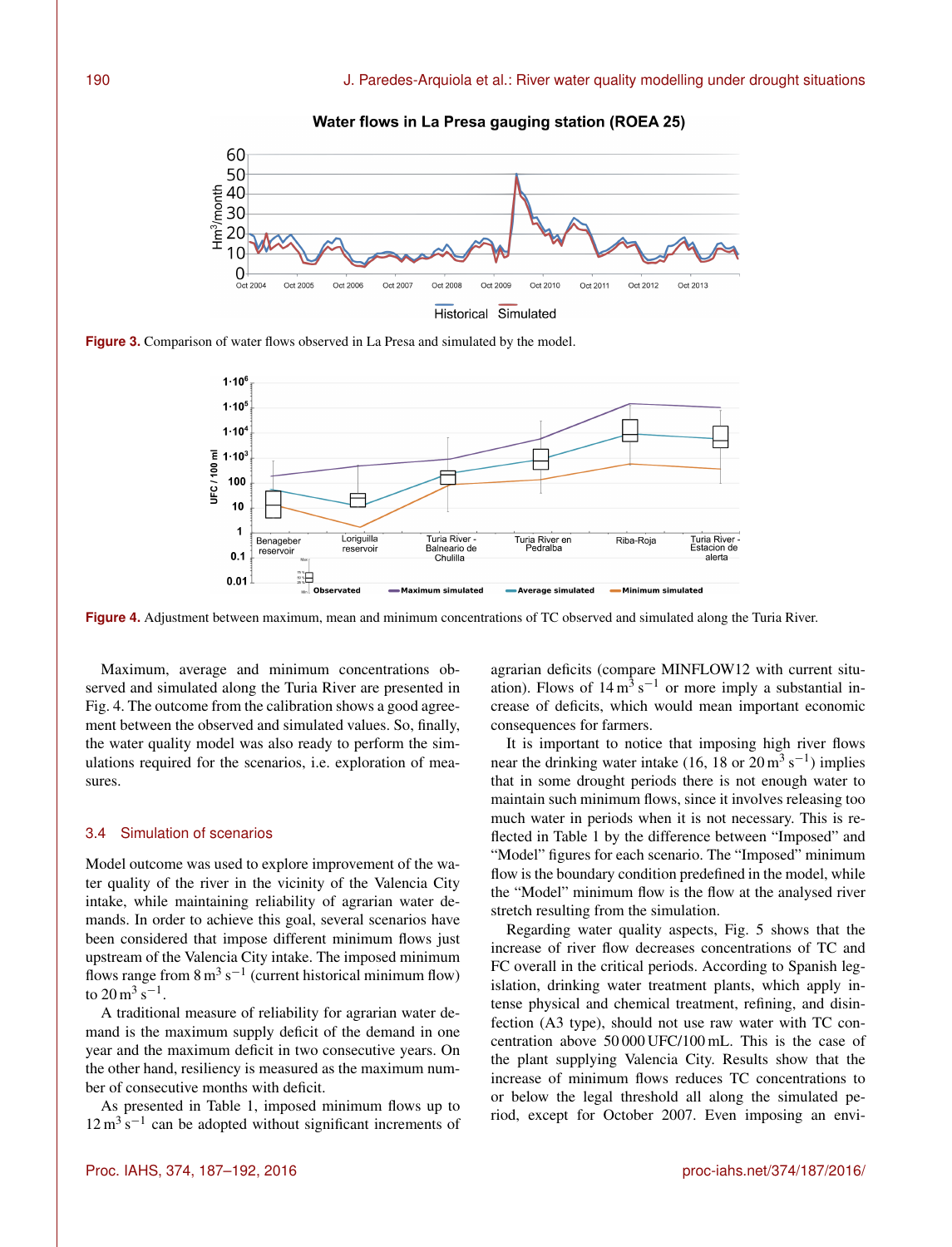Figure 3. Comparison of water flows observed in La Presa and simulated by the model.

Figure 4. Adjustment between maximum, mean and minimum concentrations of TC observed and simulated along the Turia River.

Maximum, average and minimum concentrations observed and simulated along the Turia River are presented in Fig. 4. The outcome from the calibration shows a good agreement between the observed and simulated values. So, finally, the water quality model was also ready to perform the simulations required for the scenarios, i.e. exploration of measures.

### 3.4 Simulation of scenarios

Model outcome was used to explore improvement of the water quality of the river in the vicinity of the Valencia City intake, while maintaining reliability of agrarian water demands. In order to achieve this goal, several scenarios have been considered that impose different minimum flows just upstream of the Valencia City intake. The imposed minimum flows range from $8\,m^3\,s^{-1}$ (current historical minimum flow) to $20\,m^3\,s^{-1}$.

A traditional measure of reliability for agrarian water demand is the maximum supply deficit of the demand in one year and the maximum deficit in two consecutive years. On the other hand, resiliency is measured as the maximum number of consecutive months with deficit.

As presented in Table 1, imposed minimum flows up to $12\,m^3\,s^{-1}$ can be adopted without significant increments of agrarian deficits (compare MINFLOW12 with current situation). Flows of $14\,m^3\,s^{-1}$ or more imply a substantial increase of deficits, which would mean important economic consequences for farmers.

It is important to notice that imposing high river flows near the drinking water intake (16, 18 or $20\,m^3\,s^{-1}$) implies that in some drought periods there is not enough water to maintain such minimum flows, since it involves releasing too much water in periods when it is not necessary. This is reflected in Table 1 by the difference between "Imposed" and "Model" figures for each scenario. The "Imposed" minimum flow is the boundary condition predefined in the model, while the "Model" minimum flow is the flow at the analysed river stretch resulting from the simulation.

Regarding water quality aspects, Fig. 5 shows that the increase of river flow decreases concentrations of TC and FC overall in the critical periods. According to Spanish legislation, drinking water treatment plants, which apply intense physical and chemical treatment, refining, and disinfection (A3 type), should not use raw water with TC concentration above 50 000 UFC/100 mL. This is the case of the plant supplying Valencia City. Results show that the increase of minimum flows reduces TC concentrations to or below the legal threshold all along the simulated period, except for October 2007. Even imposing an envi-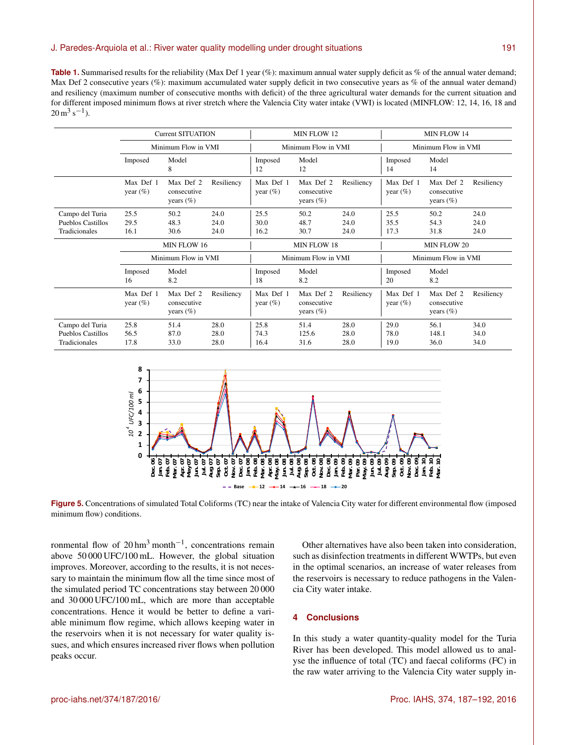**Table 1.** Summarised results for the reliability (Max Def 1 year (%): maximum annual water supply deficit as % of the annual water demand; Max Def 2 consecutive years (%): maximum accumulated water supply deficit in two consecutive years as % of the annual water demand) and resiliency (maximum number of consecutive months with deficit) of the three agricultural water demands for the current situation and for different imposed minimum flows at river stretch where the Valencia City water intake (VWI) is located (MINFLOW: 12, 14, 16, 18 and 20 $m^3 s^{-1}$).

| | Current SITUATION | | | MIN FLOW 12 | | | MIN FLOW 14 | | |
|---|---|---|---|---|---|---|---|---|---|
| | Minimum Flow in VMI | | | Minimum Flow in VMI | | | Minimum Flow in VMI | | |
| | Imposed | Model 8 | | Imposed 12 | Model 12 | | Imposed 14 | Model 14 | |
| | Max Def 1 year (%) | Max Def 2 consecutive years (%) | Resiliency | Max Def 1 year (%) | Max Def 2 consecutive years (%) | Resiliency | Max Def 1 year (%) | Max Def 2 consecutive years (%) | Resiliency |
| Campo del Turia | 25.5 | 50.2 | 24.0 | 25.5 | 50.2 | 24.0 | 25.5 | 50.2 | 24.0 |
| Pueblos Castillos | 29.5 | 48.3 | 24.0 | 30.0 | 48.7 | 24.0 | 35.5 | 54.3 | 24.0 |
| Tradicionales | 16.1 | 30.6 | 24.0 | 16.2 | 30.7 | 24.0 | 17.3 | 31.8 | 24.0 |
| | MIN FLOW 16 | | | MIN FLOW 18 | | | MIN FLOW 20 | | |
| | Minimum Flow in VMI | | | Minimum Flow in VMI | | | Minimum Flow in VMI | | |
| | Imposed 16 | Model 8.2 | | Imposed 18 | Model 8.2 | | Imposed 20 | Model 8.2 | |
| | Max Def 1 year (%) | Max Def 2 consecutive years (%) | Resiliency | Max Def 1 year (%) | Max Def 2 consecutive years (%) | Resiliency | Max Def 1 year (%) | Max Def 2 consecutive years (%) | Resiliency |
| Campo del Turia | 25.8 | 51.4 | 28.0 | 25.8 | 51.4 | 28.0 | 29.0 | 56.1 | 34.0 |
| Pueblos Castillos | 56.5 | 87.0 | 28.0 | 74.3 | 125.6 | 28.0 | 78.0 | 148.1 | 34.0 |
| Tradicionales | 17.8 | 33.0 | 28.0 | 16.4 | 31.6 | 28.0 | 19.0 | 36.0 | 34.0 |

**Figure 5.** Concentrations of simulated Total Coliforms (TC) near the intake of Valencia City water for different environmental flow (imposed minimum flow) conditions.

ronmental flow of 20 $hm^3 month^{-1}$, concentrations remain above 50 000 UFC/100 mL. However, the global situation improves. Moreover, according to the results, it is not necessary to maintain the minimum flow all the time since most of the simulated period TC concentrations stay between 20 000 and 30 000 UFC/100 mL, which are more than acceptable concentrations. Hence it would be better to define a variable minimum flow regime, which allows keeping water in the reservoirs when it is not necessary for water quality issues, and which ensures increased river flows when pollution peaks occur.

Other alternatives have also been taken into consideration, such as disinfection treatments in different WWTPs, but even in the optimal scenarios, an increase of water releases from the reservoirs is necessary to reduce pathogens in the Valencia City water intake.

## 4 Conclusions

In this study a water quantity-quality model for the Turia River has been developed. This model allowed us to analyse the influence of total (TC) and faecal coliforms (FC) in the raw water arriving to the Valencia City water supply in-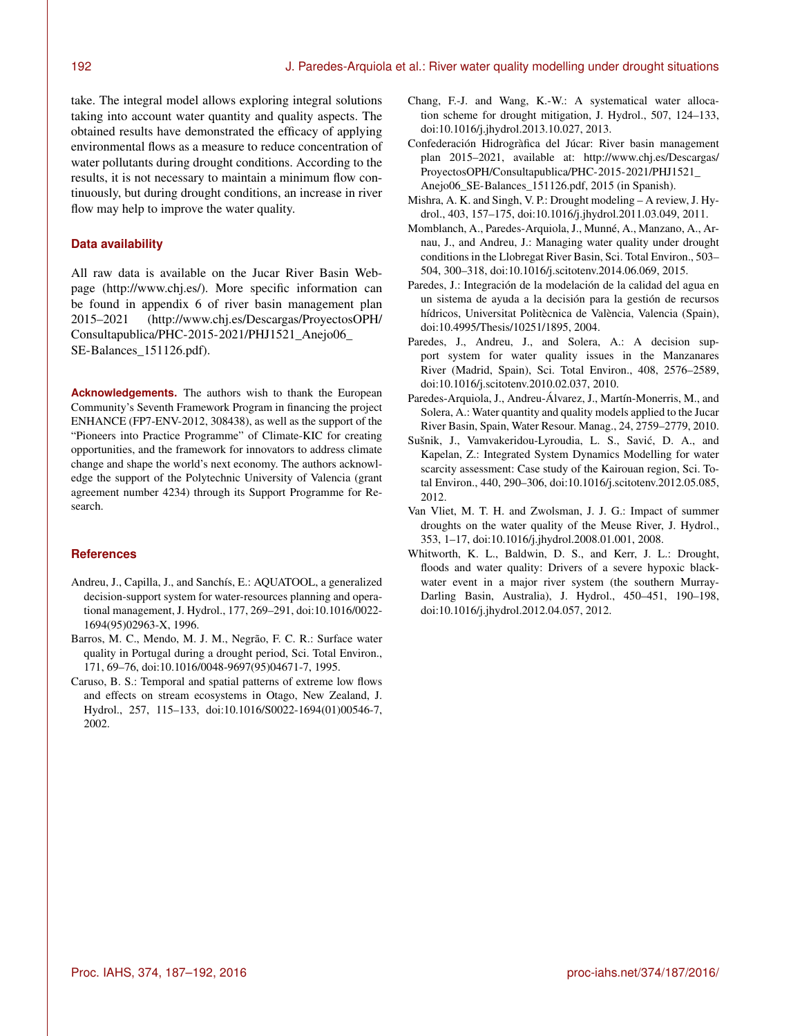take. The integral model allows exploring integral solutions taking into account water quantity and quality aspects. The obtained results have demonstrated the efficacy of applying environmental flows as a measure to reduce concentration of water pollutants during drought conditions. According to the results, it is not necessary to maintain a minimum flow continuously, but during drought conditions, an increase in river flow may help to improve the water quality.

## Data availability

All raw data is available on the Jucar River Basin Webpage (http://www.chj.es/). More specific information can be found in appendix 6 of river basin management plan 2015–2021 (http://www.chj.es/Descargas/ProyectosOPH/Consultapublica/PHC-2015-2021/PHJ1521_Anejo06_SE-Balances_151126.pdf).

**Acknowledgements.** The authors wish to thank the European Community's Seventh Framework Program in financing the project ENHANCE (FP7-ENV-2012, 308438), as well as the support of the "Pioneers into Practice Programme" of Climate-KIC for creating opportunities, and the framework for innovators to address climate change and shape the world's next economy. The authors acknowledge the support of the Polytechnic University of Valencia (grant agreement number 4234) through its Support Programme for Research.

## References

Andreu, J., Capilla, J., and Sanchís, E.: AQUATOOL, a generalized decision-support system for water-resources planning and operational management, J. Hydrol., 177, 269–291, doi:10.1016/0022-1694(95)02963-X, 1996.

Barros, M. C., Mendo, M. J. M., Negrão, F. C. R.: Surface water quality in Portugal during a drought period, Sci. Total Environ., 171, 69–76, doi:10.1016/0048-9697(95)04671-7, 1995.

Caruso, B. S.: Temporal and spatial patterns of extreme low flows and effects on stream ecosystems in Otago, New Zealand, J. Hydrol., 257, 115–133, doi:10.1016/S0022-1694(01)00546-7, 2002.

Chang, F.-J. and Wang, K.-W.: A systematical water allocation scheme for drought mitigation, J. Hydrol., 507, 124–133, doi:10.1016/j.jhydrol.2013.10.027, 2013.

Confederación Hidrogràfica del Júcar: River basin management plan 2015–2021, available at: http://www.chj.es/Descargas/ProyectosOPH/Consultapublica/PHC-2015-2021/PHJ1521_Anejo06_SE-Balances_151126.pdf, 2015 (in Spanish).

Mishra, A. K. and Singh, V. P.: Drought modeling – A review, J. Hydrol., 403, 157–175, doi:10.1016/j.jhydrol.2011.03.049, 2011.

Momblanch, A., Paredes-Arquiola, J., Munné, A., Manzano, A., Arnau, J., and Andreu, J.: Managing water quality under drought conditions in the Llobregat River Basin, Sci. Total Environ., 503–504, 300–318, doi:10.1016/j.scitotenv.2014.06.069, 2015.

Paredes, J.: Integración de la modelación de la calidad del agua en un sistema de ayuda a la decisión para la gestión de recursos hídricos, Universitat Politècnica de València, Valencia (Spain), doi:10.4995/Thesis/10251/1895, 2004.

Paredes, J., Andreu, J., and Solera, A.: A decision support system for water quality issues in the Manzanares River (Madrid, Spain), Sci. Total Environ., 408, 2576–2589, doi:10.1016/j.scitotenv.2010.02.037, 2010.

Paredes-Arquiola, J., Andreu-Álvarez, J., Martín-Monerris, M., and Solera, A.: Water quantity and quality models applied to the Jucar River Basin, Spain, Water Resour. Manag., 24, 2759–2779, 2010.

Sušnik, J., Vamvakeridou-Lyroudia, L. S., Savić, D. A., and Kapelan, Z.: Integrated System Dynamics Modelling for water scarcity assessment: Case study of the Kairouan region, Sci. Total Environ., 440, 290–306, doi:10.1016/j.scitotenv.2012.05.085, 2012.

Van Vliet, M. T. H. and Zwolsman, J. J. G.: Impact of summer droughts on the water quality of the Meuse River, J. Hydrol., 353, 1–17, doi:10.1016/j.jhydrol.2008.01.001, 2008.

Whitworth, K. L., Baldwin, D. S., and Kerr, J. L.: Drought, floods and water quality: Drivers of a severe hypoxic blackwater event in a major river system (the southern Murray-Darling Basin, Australia), J. Hydrol., 450–451, 190–198, doi:10.1016/j.jhydrol.2012.04.057, 2012.